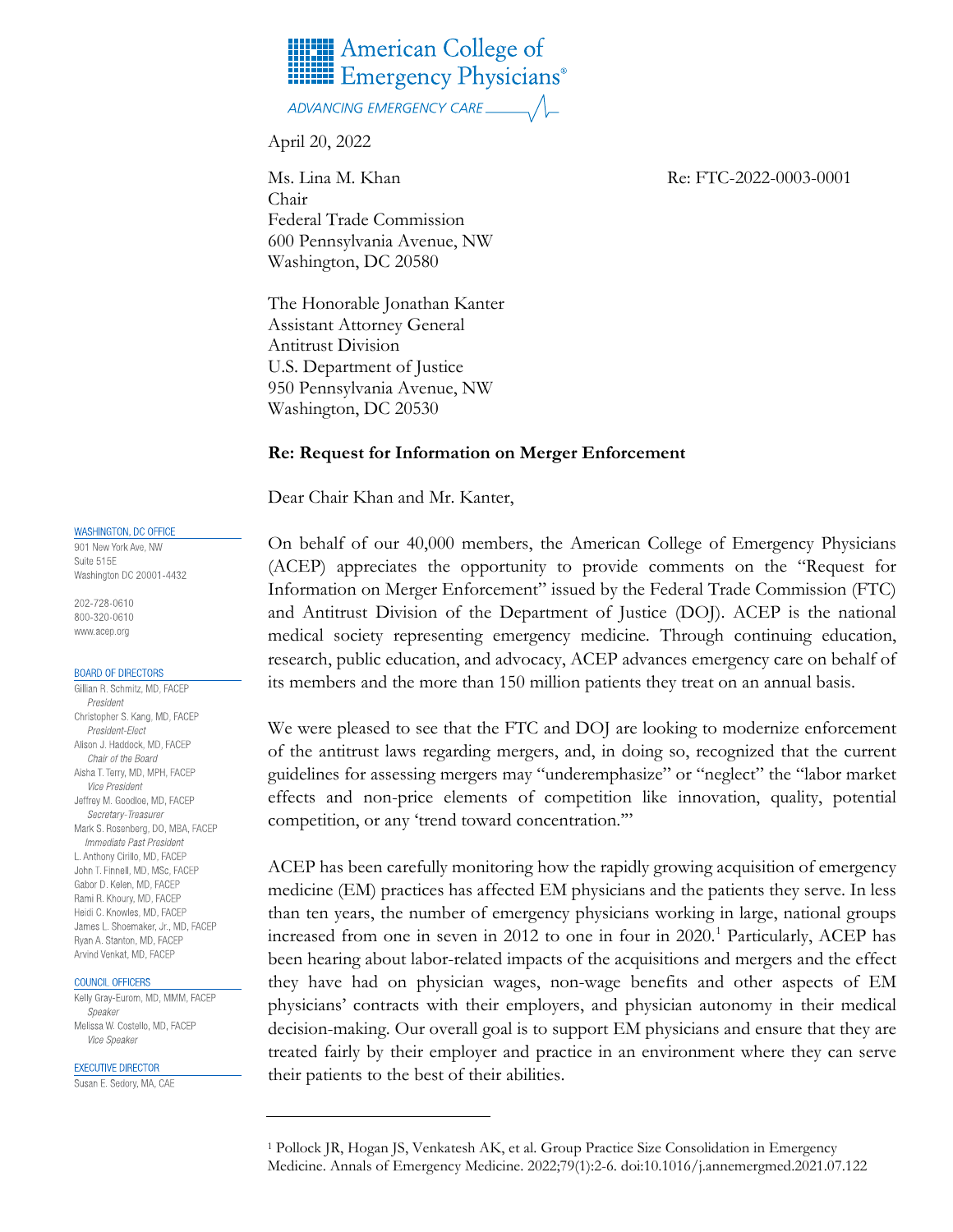American College of Emergency Physicians®

ADVANCING EMERGENCY CARE

April 20, 2022

Ms. Lina M. Khan
Chair
Federal Trade Commission
600 Pennsylvania Avenue, NW
Washington, DC 20580

Re: FTC-2022-0003-0001

The Honorable Jonathan Kanter
Assistant Attorney General
Antitrust Division
U.S. Department of Justice
950 Pennsylvania Avenue, NW
Washington, DC 20530

**Re: Request for Information on Merger Enforcement**

Dear Chair Khan and Mr. Kanter,

On behalf of our 40,000 members, the American College of Emergency Physicians (ACEP) appreciates the opportunity to provide comments on the "Request for Information on Merger Enforcement" issued by the Federal Trade Commission (FTC) and Antitrust Division of the Department of Justice (DOJ). ACEP is the national medical society representing emergency medicine. Through continuing education, research, public education, and advocacy, ACEP advances emergency care on behalf of its members and the more than 150 million patients they treat on an annual basis.

We were pleased to see that the FTC and DOJ are looking to modernize enforcement of the antitrust laws regarding mergers, and, in doing so, recognized that the current guidelines for assessing mergers may "underemphasize" or "neglect" the "labor market effects and non-price elements of competition like innovation, quality, potential competition, or any 'trend toward concentration.'"

ACEP has been carefully monitoring how the rapidly growing acquisition of emergency medicine (EM) practices has affected EM physicians and the patients they serve. In less than ten years, the number of emergency physicians working in large, national groups increased from one in seven in 2012 to one in four in 2020.[1] Particularly, ACEP has been hearing about labor-related impacts of the acquisitions and mergers and the effect they have had on physician wages, non-wage benefits and other aspects of EM physicians' contracts with their employers, and physician autonomy in their medical decision-making. Our overall goal is to support EM physicians and ensure that they are treated fairly by their employer and practice in an environment where they can serve their patients to the best of their abilities.

WASHINGTON, DC OFFICE
901 New York Ave, NW
Suite 515E
Washington DC 20001-4432

202-728-0610
800-320-0610
www.acep.org

BOARD OF DIRECTORS
Gillian R. Schmitz, MD, FACEP
*President*
Christopher S. Kang, MD, FACEP
*President-Elect*
Alison J. Haddock, MD, FACEP
*Chair of the Board*
Aisha T. Terry, MD, MPH, FACEP
*Vice President*
Jeffrey M. Goodloe, MD, FACEP
*Secretary-Treasurer*
Mark S. Rosenberg, DO, MBA, FACEP
*Immediate Past President*
L. Anthony Cirillo, MD, FACEP
John T. Finnell, MD, MSc, FACEP
Gabor D. Kelen, MD, FACEP
Rami R. Khoury, MD, FACEP
Heidi C. Knowles, MD, FACEP
James L. Shoemaker, Jr., MD, FACEP
Ryan A. Stanton, MD, FACEP
Arvind Venkat, MD, FACEP

COUNCIL OFFICERS
Kelly Gray-Eurom, MD, MMM, FACEP
*Speaker*
Melissa W. Costello, MD, FACEP
*Vice Speaker*

EXECUTIVE DIRECTOR
Susan E. Sedory, MA, CAE

---

[1] Pollock JR, Hogan JS, Venkatesh AK, et al. Group Practice Size Consolidation in Emergency Medicine. Annals of Emergency Medicine. 2022;79(1):2-6. doi:10.1016/j.annemergmed.2021.07.122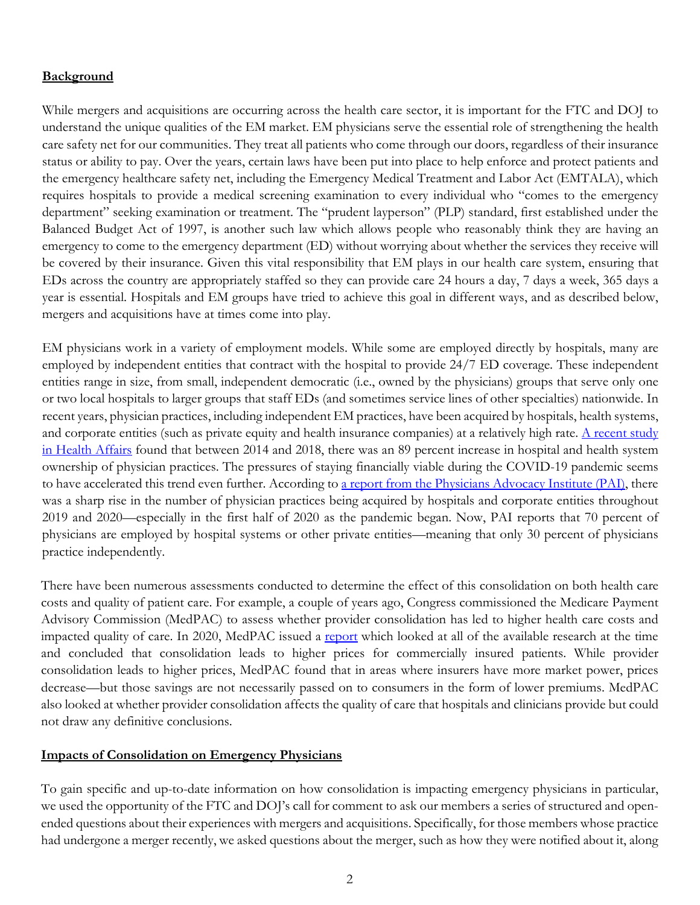## **Background**

While mergers and acquisitions are occurring across the health care sector, it is important for the FTC and DOJ to understand the unique qualities of the EM market. EM physicians serve the essential role of strengthening the health care safety net for our communities. They treat all patients who come through our doors, regardless of their insurance status or ability to pay. Over the years, certain laws have been put into place to help enforce and protect patients and the emergency healthcare safety net, including the Emergency Medical Treatment and Labor Act (EMTALA), which requires hospitals to provide a medical screening examination to every individual who "comes to the emergency department" seeking examination or treatment. The "prudent layperson" (PLP) standard, first established under the Balanced Budget Act of 1997, is another such law which allows people who reasonably think they are having an emergency to come to the emergency department (ED) without worrying about whether the services they receive will be covered by their insurance. Given this vital responsibility that EM plays in our health care system, ensuring that EDs across the country are appropriately staffed so they can provide care 24 hours a day, 7 days a week, 365 days a year is essential. Hospitals and EM groups have tried to achieve this goal in different ways, and as described below, mergers and acquisitions have at times come into play.

EM physicians work in a variety of employment models. While some are employed directly by hospitals, many are employed by independent entities that contract with the hospital to provide 24/7 ED coverage. These independent entities range in size, from small, independent democratic (i.e., owned by the physicians) groups that serve only one or two local hospitals to larger groups that staff EDs (and sometimes service lines of other specialties) nationwide. In recent years, physician practices, including independent EM practices, have been acquired by hospitals, health systems, and corporate entities (such as private equity and health insurance companies) at a relatively high rate. A recent study in Health Affairs found that between 2014 and 2018, there was an 89 percent increase in hospital and health system ownership of physician practices. The pressures of staying financially viable during the COVID-19 pandemic seems to have accelerated this trend even further. According to a report from the Physicians Advocacy Institute (PAI), there was a sharp rise in the number of physician practices being acquired by hospitals and corporate entities throughout 2019 and 2020—especially in the first half of 2020 as the pandemic began. Now, PAI reports that 70 percent of physicians are employed by hospital systems or other private entities—meaning that only 30 percent of physicians practice independently.

There have been numerous assessments conducted to determine the effect of this consolidation on both health care costs and quality of patient care. For example, a couple of years ago, Congress commissioned the Medicare Payment Advisory Commission (MedPAC) to assess whether provider consolidation has led to higher health care costs and impacted quality of care. In 2020, MedPAC issued a report which looked at all of the available research at the time and concluded that consolidation leads to higher prices for commercially insured patients. While provider consolidation leads to higher prices, MedPAC found that in areas where insurers have more market power, prices decrease—but those savings are not necessarily passed on to consumers in the form of lower premiums. MedPAC also looked at whether provider consolidation affects the quality of care that hospitals and clinicians provide but could not draw any definitive conclusions.

## **Impacts of Consolidation on Emergency Physicians**

To gain specific and up-to-date information on how consolidation is impacting emergency physicians in particular, we used the opportunity of the FTC and DOJ's call for comment to ask our members a series of structured and open-ended questions about their experiences with mergers and acquisitions. Specifically, for those members whose practice had undergone a merger recently, we asked questions about the merger, such as how they were notified about it, along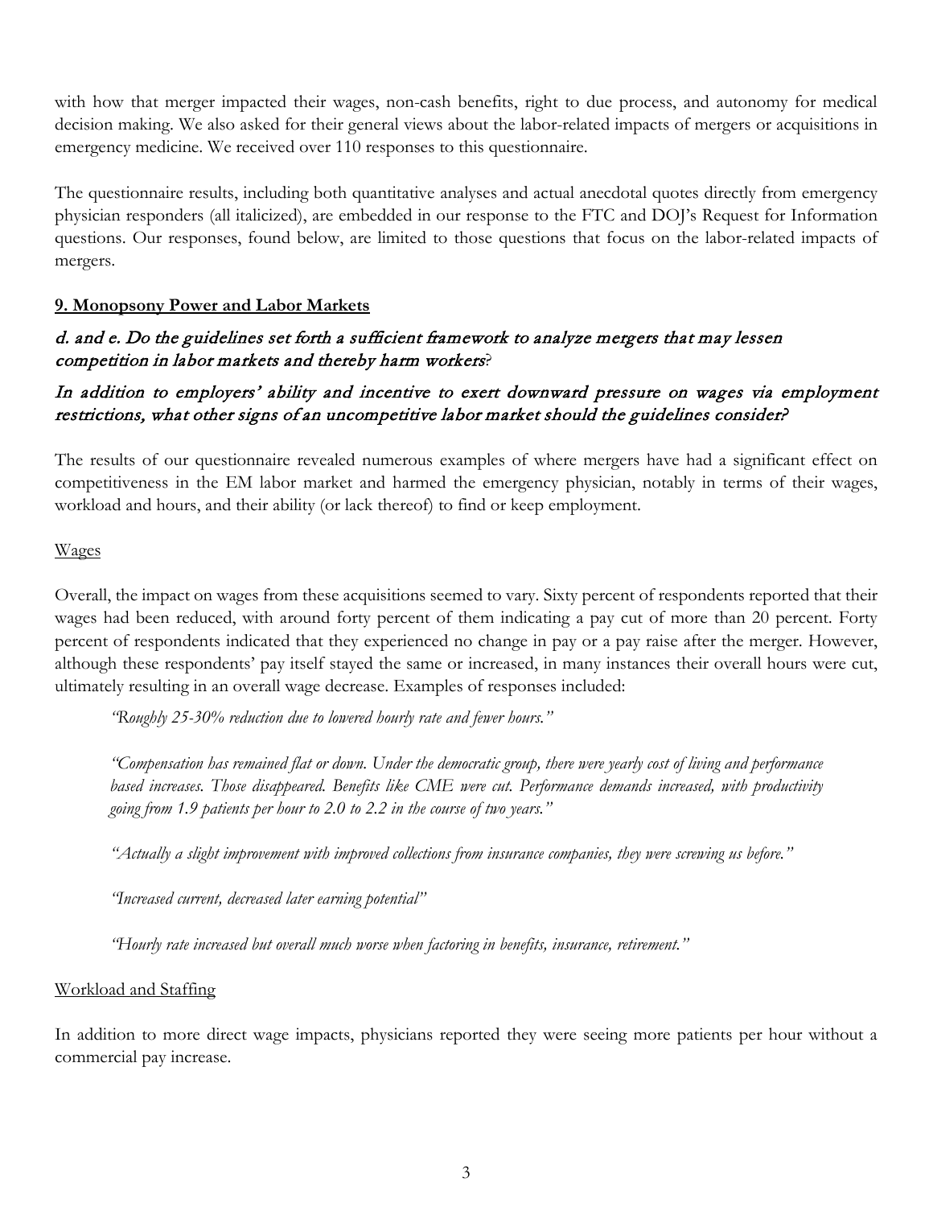with how that merger impacted their wages, non-cash benefits, right to due process, and autonomy for medical decision making. We also asked for their general views about the labor-related impacts of mergers or acquisitions in emergency medicine. We received over 110 responses to this questionnaire.

The questionnaire results, including both quantitative analyses and actual anecdotal quotes directly from emergency physician responders (all italicized), are embedded in our response to the FTC and DOJ's Request for Information questions. Our responses, found below, are limited to those questions that focus on the labor-related impacts of mergers.

## 9. Monopsony Power and Labor Markets

### *d. and e. Do the guidelines set forth a sufficient framework to analyze mergers that may lessen competition in labor markets and thereby harm workers?*

### *In addition to employers' ability and incentive to exert downward pressure on wages via employment restrictions, what other signs of an uncompetitive labor market should the guidelines consider?*

The results of our questionnaire revealed numerous examples of where mergers have had a significant effect on competitiveness in the EM labor market and harmed the emergency physician, notably in terms of their wages, workload and hours, and their ability (or lack thereof) to find or keep employment.

#### Wages

Overall, the impact on wages from these acquisitions seemed to vary. Sixty percent of respondents reported that their wages had been reduced, with around forty percent of them indicating a pay cut of more than 20 percent. Forty percent of respondents indicated that they experienced no change in pay or a pay raise after the merger. However, although these respondents' pay itself stayed the same or increased, in many instances their overall hours were cut, ultimately resulting in an overall wage decrease. Examples of responses included:

> *"Roughly 25-30% reduction due to lowered hourly rate and fewer hours."*
>
> *"Compensation has remained flat or down. Under the democratic group, there were yearly cost of living and performance based increases. Those disappeared. Benefits like CME were cut. Performance demands increased, with productivity going from 1.9 patients per hour to 2.0 to 2.2 in the course of two years."*
>
> *"Actually a slight improvement with improved collections from insurance companies, they were screwing us before."*
>
> *"Increased current, decreased later earning potential"*
>
> *"Hourly rate increased but overall much worse when factoring in benefits, insurance, retirement."*

#### Workload and Staffing

In addition to more direct wage impacts, physicians reported they were seeing more patients per hour without a commercial pay increase.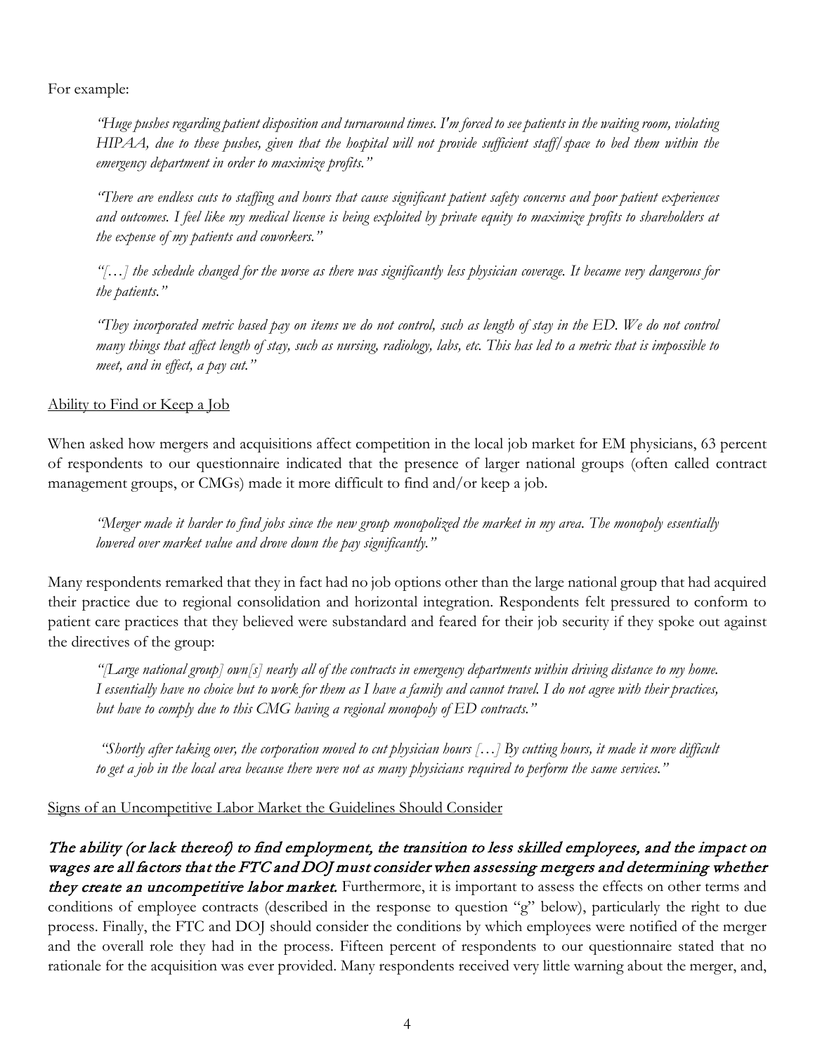For example:

> *"Huge pushes regarding patient disposition and turnaround times. I'm forced to see patients in the waiting room, violating HIPAA, due to these pushes, given that the hospital will not provide sufficient staff/space to bed them within the emergency department in order to maximize profits."*
>
> *"There are endless cuts to staffing and hours that cause significant patient safety concerns and poor patient experiences and outcomes. I feel like my medical license is being exploited by private equity to maximize profits to shareholders at the expense of my patients and coworkers."*
>
> *"[…] the schedule changed for the worse as there was significantly less physician coverage. It became very dangerous for the patients."*
>
> *"They incorporated metric based pay on items we do not control, such as length of stay in the ED. We do not control many things that affect length of stay, such as nursing, radiology, labs, etc. This has led to a metric that is impossible to meet, and in effect, a pay cut."*

<u>Ability to Find or Keep a Job</u>

When asked how mergers and acquisitions affect competition in the local job market for EM physicians, 63 percent of respondents to our questionnaire indicated that the presence of larger national groups (often called contract management groups, or CMGs) made it more difficult to find and/or keep a job.

> *"Merger made it harder to find jobs since the new group monopolized the market in my area. The monopoly essentially lowered over market value and drove down the pay significantly."*

Many respondents remarked that they in fact had no job options other than the large national group that had acquired their practice due to regional consolidation and horizontal integration. Respondents felt pressured to conform to patient care practices that they believed were substandard and feared for their job security if they spoke out against the directives of the group:

> *"[Large national group] own[s] nearly all of the contracts in emergency departments within driving distance to my home. I essentially have no choice but to work for them as I have a family and cannot travel. I do not agree with their practices, but have to comply due to this CMG having a regional monopoly of ED contracts."*
>
> *"Shortly after taking over, the corporation moved to cut physician hours […] By cutting hours, it made it more difficult to get a job in the local area because there were not as many physicians required to perform the same services."*

<u>Signs of an Uncompetitive Labor Market the Guidelines Should Consider</u>

***The ability (or lack thereof) to find employment, the transition to less skilled employees, and the impact on wages are all factors that the FTC and DOJ must consider when assessing mergers and determining whether they create an uncompetitive labor market.*** Furthermore, it is important to assess the effects on other terms and conditions of employee contracts (described in the response to question "g" below), particularly the right to due process. Finally, the FTC and DOJ should consider the conditions by which employees were notified of the merger and the overall role they had in the process. Fifteen percent of respondents to our questionnaire stated that no rationale for the acquisition was ever provided. Many respondents received very little warning about the merger, and,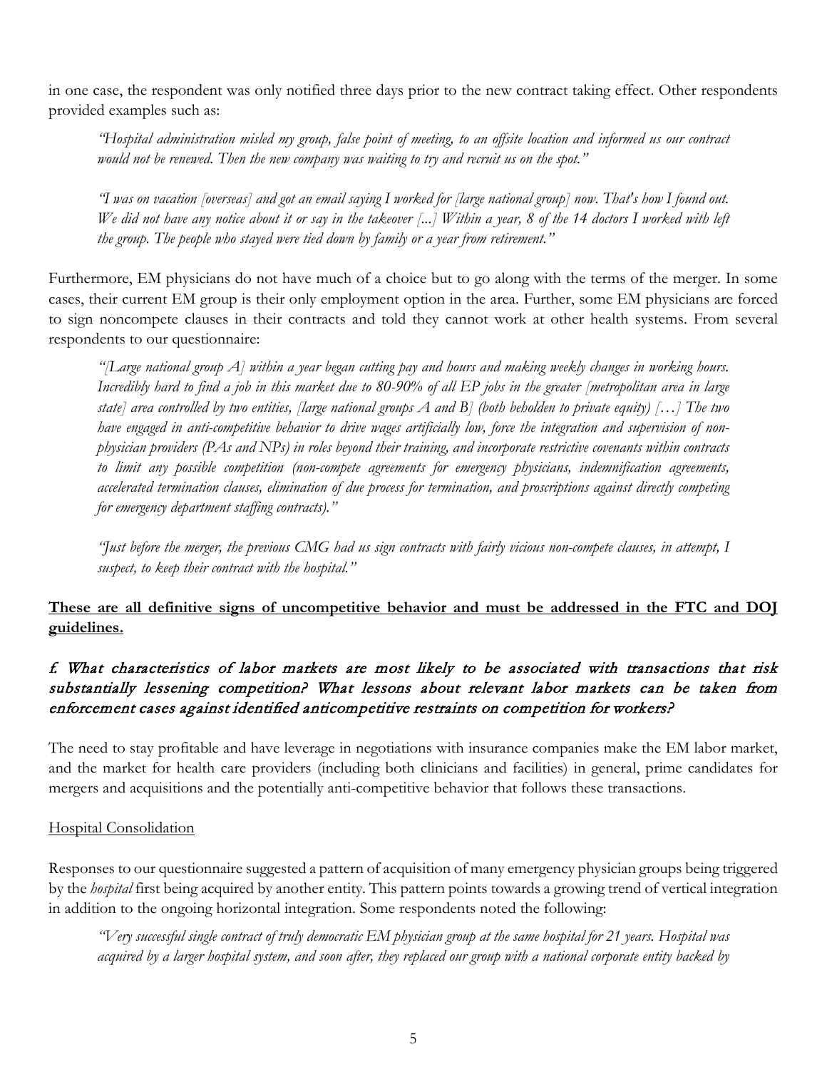in one case, the respondent was only notified three days prior to the new contract taking effect. Other respondents provided examples such as:

> *"Hospital administration misled my group, false point of meeting, to an offsite location and informed us our contract would not be renewed. Then the new company was waiting to try and recruit us on the spot."*

> *"I was on vacation [overseas] and got an email saying I worked for [large national group] now. That's how I found out. We did not have any notice about it or say in the takeover [...] Within a year, 8 of the 14 doctors I worked with left the group. The people who stayed were tied down by family or a year from retirement."*

Furthermore, EM physicians do not have much of a choice but to go along with the terms of the merger. In some cases, their current EM group is their only employment option in the area. Further, some EM physicians are forced to sign noncompete clauses in their contracts and told they cannot work at other health systems. From several respondents to our questionnaire:

> *"[Large national group A] within a year began cutting pay and hours and making weekly changes in working hours. Incredibly hard to find a job in this market due to 80-90% of all EP jobs in the greater [metropolitan area in large state] area controlled by two entities, [large national groups A and B] (both beholden to private equity) […] The two have engaged in anti-competitive behavior to drive wages artificially low, force the integration and supervision of non-physician providers (PAs and NPs) in roles beyond their training, and incorporate restrictive covenants within contracts to limit any possible competition (non-compete agreements for emergency physicians, indemnification agreements, accelerated termination clauses, elimination of due process for termination, and proscriptions against directly competing for emergency department staffing contracts)."*

> *"Just before the merger, the previous CMG had us sign contracts with fairly vicious non-compete clauses, in attempt, I suspect, to keep their contract with the hospital."*

**<u>These are all definitive signs of uncompetitive behavior and must be addressed in the FTC and DOJ guidelines.</u>**

### *f. What characteristics of labor markets are most likely to be associated with transactions that risk substantially lessening competition? What lessons about relevant labor markets can be taken from enforcement cases against identified anticompetitive restraints on competition for workers?*

The need to stay profitable and have leverage in negotiations with insurance companies make the EM labor market, and the market for health care providers (including both clinicians and facilities) in general, prime candidates for mergers and acquisitions and the potentially anti-competitive behavior that follows these transactions.

<u>Hospital Consolidation</u>

Responses to our questionnaire suggested a pattern of acquisition of many emergency physician groups being triggered by the *hospital* first being acquired by another entity. This pattern points towards a growing trend of vertical integration in addition to the ongoing horizontal integration. Some respondents noted the following:

> *"Very successful single contract of truly democratic EM physician group at the same hospital for 21 years. Hospital was acquired by a larger hospital system, and soon after, they replaced our group with a national corporate entity backed by*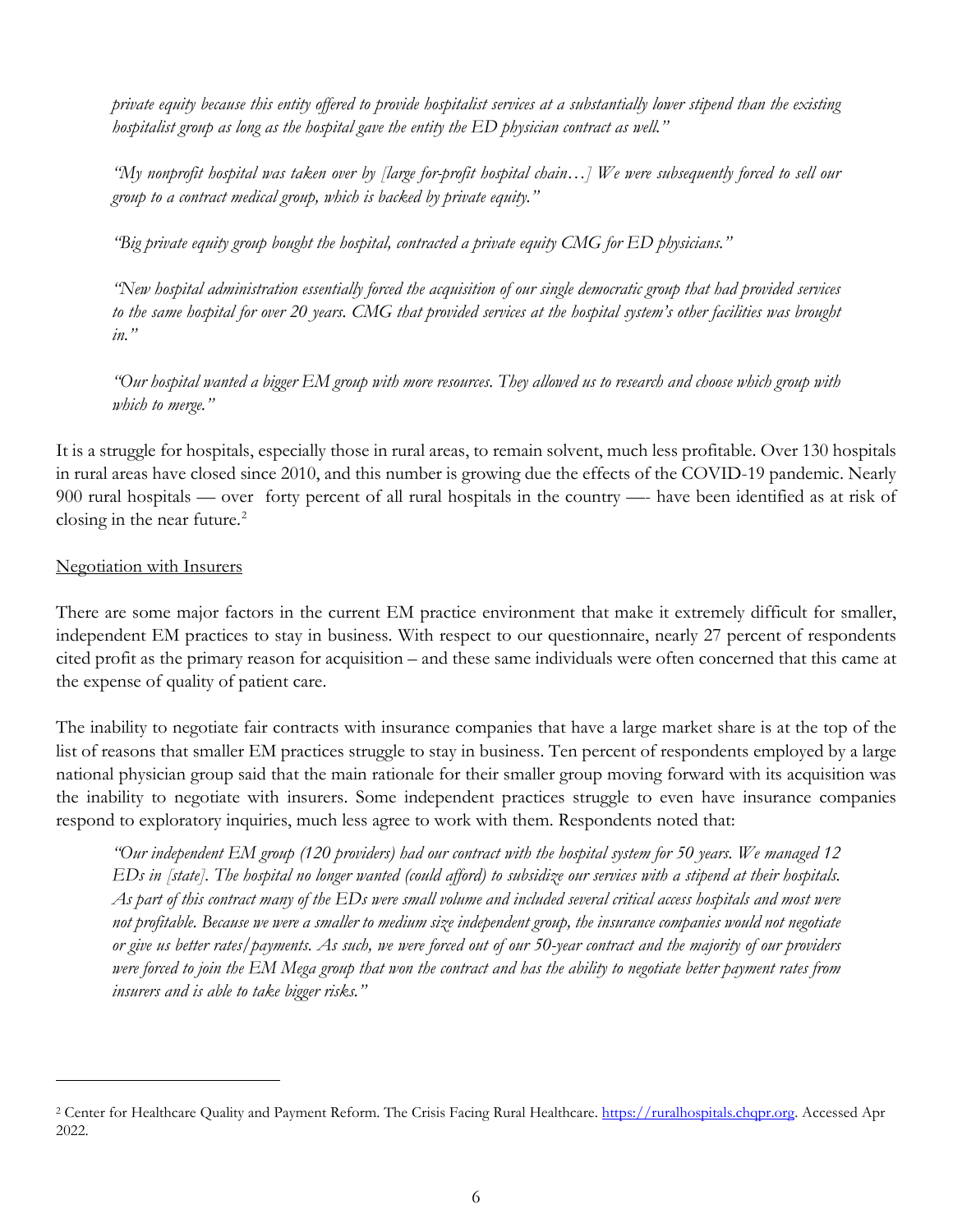*private equity because this entity offered to provide hospitalist services at a substantially lower stipend than the existing hospitalist group as long as the hospital gave the entity the ED physician contract as well."*

*"My nonprofit hospital was taken over by [large for-profit hospital chain…] We were subsequently forced to sell our group to a contract medical group, which is backed by private equity."*

*"Big private equity group bought the hospital, contracted a private equity CMG for ED physicians."*

*"New hospital administration essentially forced the acquisition of our single democratic group that had provided services to the same hospital for over 20 years. CMG that provided services at the hospital system's other facilities was brought in."*

*"Our hospital wanted a bigger EM group with more resources. They allowed us to research and choose which group with which to merge."*

It is a struggle for hospitals, especially those in rural areas, to remain solvent, much less profitable. Over 130 hospitals in rural areas have closed since 2010, and this number is growing due the effects of the COVID-19 pandemic. Nearly 900 rural hospitals — over forty percent of all rural hospitals in the country —- have been identified as at risk of closing in the near future.[2]

Negotiation with Insurers

There are some major factors in the current EM practice environment that make it extremely difficult for smaller, independent EM practices to stay in business. With respect to our questionnaire, nearly 27 percent of respondents cited profit as the primary reason for acquisition – and these same individuals were often concerned that this came at the expense of quality of patient care.

The inability to negotiate fair contracts with insurance companies that have a large market share is at the top of the list of reasons that smaller EM practices struggle to stay in business. Ten percent of respondents employed by a large national physician group said that the main rationale for their smaller group moving forward with its acquisition was the inability to negotiate with insurers. Some independent practices struggle to even have insurance companies respond to exploratory inquiries, much less agree to work with them. Respondents noted that:

*"Our independent EM group (120 providers) had our contract with the hospital system for 50 years. We managed 12 EDs in [state]. The hospital no longer wanted (could afford) to subsidize our services with a stipend at their hospitals. As part of this contract many of the EDs were small volume and included several critical access hospitals and most were not profitable. Because we were a smaller to medium size independent group, the insurance companies would not negotiate or give us better rates/payments. As such, we were forced out of our 50-year contract and the majority of our providers were forced to join the EM Mega group that won the contract and has the ability to negotiate better payment rates from insurers and is able to take bigger risks."*

---

[2] Center for Healthcare Quality and Payment Reform. The Crisis Facing Rural Healthcare. https://ruralhospitals.chqpr.org. Accessed Apr 2022.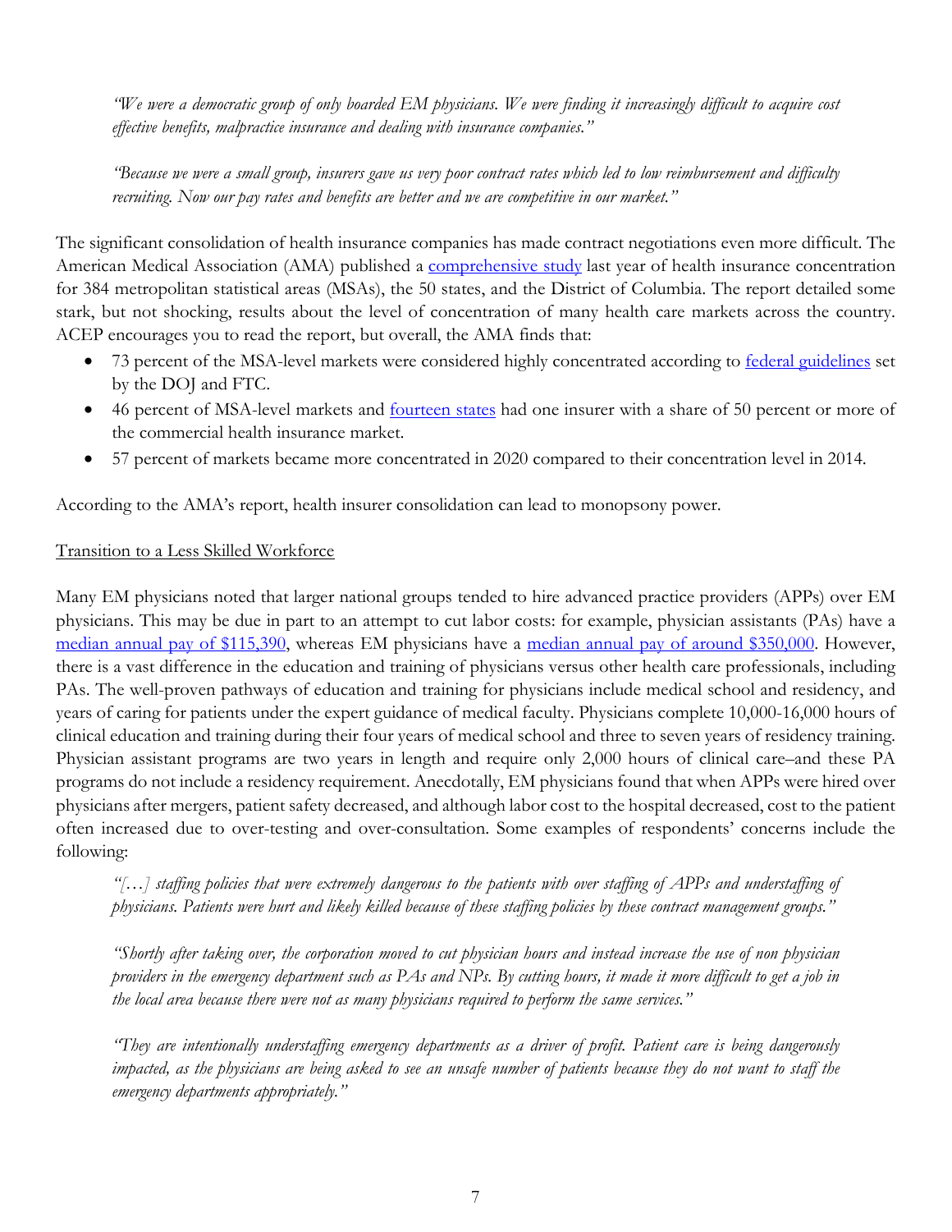*"We were a democratic group of only boarded EM physicians. We were finding it increasingly difficult to acquire cost effective benefits, malpractice insurance and dealing with insurance companies."*

*"Because we were a small group, insurers gave us very poor contract rates which led to low reimbursement and difficulty recruiting. Now our pay rates and benefits are better and we are competitive in our market."*

The significant consolidation of health insurance companies has made contract negotiations even more difficult. The American Medical Association (AMA) published a comprehensive study last year of health insurance concentration for 384 metropolitan statistical areas (MSAs), the 50 states, and the District of Columbia. The report detailed some stark, but not shocking, results about the level of concentration of many health care markets across the country. ACEP encourages you to read the report, but overall, the AMA finds that:

- 73 percent of the MSA-level markets were considered highly concentrated according to federal guidelines set by the DOJ and FTC.
- 46 percent of MSA-level markets and fourteen states had one insurer with a share of 50 percent or more of the commercial health insurance market.
- 57 percent of markets became more concentrated in 2020 compared to their concentration level in 2014.

According to the AMA's report, health insurer consolidation can lead to monopsony power.

<u>Transition to a Less Skilled Workforce</u>

Many EM physicians noted that larger national groups tended to hire advanced practice providers (APPs) over EM physicians. This may be due in part to an attempt to cut labor costs: for example, physician assistants (PAs) have a median annual pay of $115,390, whereas EM physicians have a median annual pay of around $350,000. However, there is a vast difference in the education and training of physicians versus other health care professionals, including PAs. The well-proven pathways of education and training for physicians include medical school and residency, and years of caring for patients under the expert guidance of medical faculty. Physicians complete 10,000-16,000 hours of clinical education and training during their four years of medical school and three to seven years of residency training. Physician assistant programs are two years in length and require only 2,000 hours of clinical care–and these PA programs do not include a residency requirement. Anecdotally, EM physicians found that when APPs were hired over physicians after mergers, patient safety decreased, and although labor cost to the hospital decreased, cost to the patient often increased due to over-testing and over-consultation. Some examples of respondents' concerns include the following:

*"[…] staffing policies that were extremely dangerous to the patients with over staffing of APPs and understaffing of physicians. Patients were hurt and likely killed because of these staffing policies by these contract management groups."*

*"Shortly after taking over, the corporation moved to cut physician hours and instead increase the use of non physician providers in the emergency department such as PAs and NPs. By cutting hours, it made it more difficult to get a job in the local area because there were not as many physicians required to perform the same services."*

*"They are intentionally understaffing emergency departments as a driver of profit. Patient care is being dangerously impacted, as the physicians are being asked to see an unsafe number of patients because they do not want to staff the emergency departments appropriately."*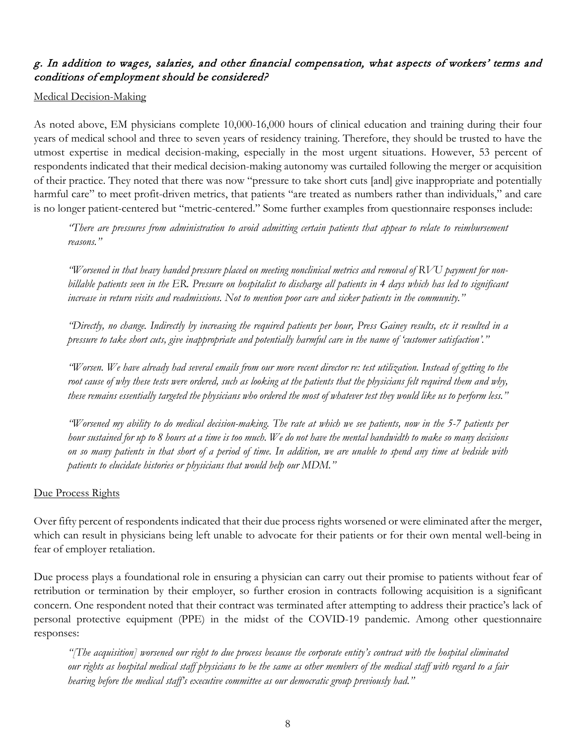### *g. In addition to wages, salaries, and other financial compensation, what aspects of workers' terms and conditions of employment should be considered?*

Medical Decision-Making

As noted above, EM physicians complete 10,000-16,000 hours of clinical education and training during their four years of medical school and three to seven years of residency training. Therefore, they should be trusted to have the utmost expertise in medical decision-making, especially in the most urgent situations. However, 53 percent of respondents indicated that their medical decision-making autonomy was curtailed following the merger or acquisition of their practice. They noted that there was now "pressure to take short cuts [and] give inappropriate and potentially harmful care" to meet profit-driven metrics, that patients "are treated as numbers rather than individuals," and care is no longer patient-centered but "metric-centered." Some further examples from questionnaire responses include:

> *"There are pressures from administration to avoid admitting certain patients that appear to relate to reimbursement reasons."*
>
> *"Worsened in that heavy handed pressure placed on meeting nonclinical metrics and removal of RVU payment for non-billable patients seen in the ER. Pressure on hospitalist to discharge all patients in 4 days which has led to significant increase in return visits and readmissions. Not to mention poor care and sicker patients in the community."*
>
> *"Directly, no change. Indirectly by increasing the required patients per hour, Press Gainey results, etc it resulted in a pressure to take short cuts, give inappropriate and potentially harmful care in the name of 'customer satisfaction'."*
>
> *"Worsen. We have already had several emails from our more recent director re: test utilization. Instead of getting to the root cause of why these tests were ordered, such as looking at the patients that the physicians felt required them and why, these remains essentially targeted the physicians who ordered the most of whatever test they would like us to perform less."*
>
> *"Worsened my ability to do medical decision-making. The rate at which we see patients, now in the 5-7 patients per hour sustained for up to 8 hours at a time is too much. We do not have the mental bandwidth to make so many decisions on so many patients in that short of a period of time. In addition, we are unable to spend any time at bedside with patients to elucidate histories or physicians that would help our MDM."*

Due Process Rights

Over fifty percent of respondents indicated that their due process rights worsened or were eliminated after the merger, which can result in physicians being left unable to advocate for their patients or for their own mental well-being in fear of employer retaliation.

Due process plays a foundational role in ensuring a physician can carry out their promise to patients without fear of retribution or termination by their employer, so further erosion in contracts following acquisition is a significant concern. One respondent noted that their contract was terminated after attempting to address their practice's lack of personal protective equipment (PPE) in the midst of the COVID-19 pandemic. Among other questionnaire responses:

> *"[The acquisition] worsened our right to due process because the corporate entity's contract with the hospital eliminated our rights as hospital medical staff physicians to be the same as other members of the medical staff with regard to a fair hearing before the medical staff's executive committee as our democratic group previously had."*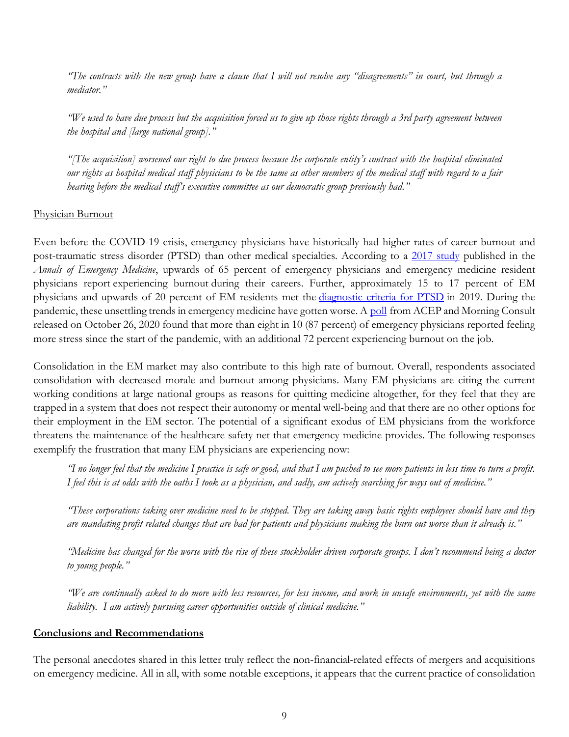*"The contracts with the new group have a clause that I will not resolve any "disagreements" in court, but through a mediator."*

*"We used to have due process but the acquisition forced us to give up those rights through a 3rd party agreement between the hospital and [large national group]."*

*"[The acquisition] worsened our right to due process because the corporate entity's contract with the hospital eliminated our rights as hospital medical staff physicians to be the same as other members of the medical staff with regard to a fair hearing before the medical staff's executive committee as our democratic group previously had."*

Physician Burnout

Even before the COVID-19 crisis, emergency physicians have historically had higher rates of career burnout and post-traumatic stress disorder (PTSD) than other medical specialties. According to a 2017 study published in the *Annals of Emergency Medicine*, upwards of 65 percent of emergency physicians and emergency medicine resident physicians report experiencing burnout during their careers. Further, approximately 15 to 17 percent of EM physicians and upwards of 20 percent of EM residents met the diagnostic criteria for PTSD in 2019. During the pandemic, these unsettling trends in emergency medicine have gotten worse. A poll from ACEP and Morning Consult released on October 26, 2020 found that more than eight in 10 (87 percent) of emergency physicians reported feeling more stress since the start of the pandemic, with an additional 72 percent experiencing burnout on the job.

Consolidation in the EM market may also contribute to this high rate of burnout. Overall, respondents associated consolidation with decreased morale and burnout among physicians. Many EM physicians are citing the current working conditions at large national groups as reasons for quitting medicine altogether, for they feel that they are trapped in a system that does not respect their autonomy or mental well-being and that there are no other options for their employment in the EM sector. The potential of a significant exodus of EM physicians from the workforce threatens the maintenance of the healthcare safety net that emergency medicine provides. The following responses exemplify the frustration that many EM physicians are experiencing now:

*"I no longer feel that the medicine I practice is safe or good, and that I am pushed to see more patients in less time to turn a profit. I feel this is at odds with the oaths I took as a physician, and sadly, am actively searching for ways out of medicine."*

*"These corporations taking over medicine need to be stopped. They are taking away basic rights employees should have and they are mandating profit related changes that are bad for patients and physicians making the burn out worse than it already is."*

*"Medicine has changed for the worse with the rise of these stockholder driven corporate groups. I don't recommend being a doctor to young people."*

*"We are continually asked to do more with less resources, for less income, and work in unsafe environments, yet with the same liability. I am actively pursuing career opportunities outside of clinical medicine."*

**Conclusions and Recommendations**

The personal anecdotes shared in this letter truly reflect the non-financial-related effects of mergers and acquisitions on emergency medicine. All in all, with some notable exceptions, it appears that the current practice of consolidation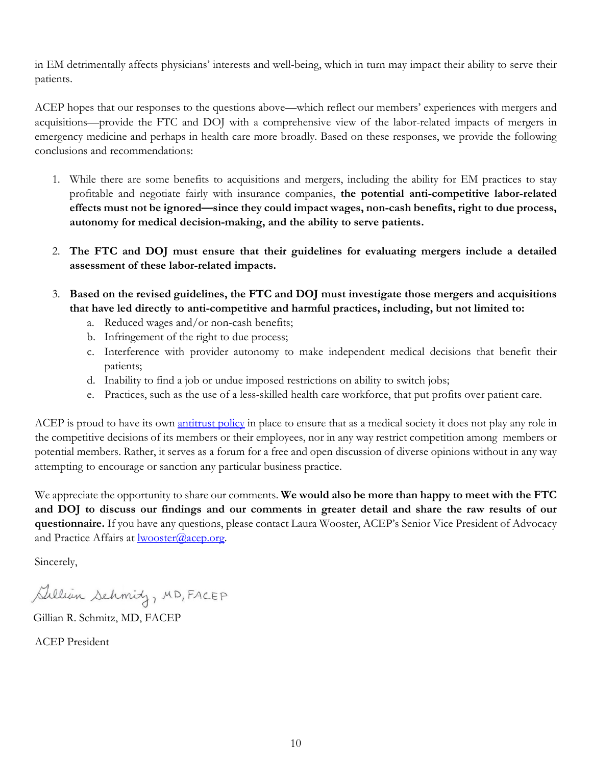in EM detrimentally affects physicians' interests and well-being, which in turn may impact their ability to serve their patients.

ACEP hopes that our responses to the questions above—which reflect our members' experiences with mergers and acquisitions—provide the FTC and DOJ with a comprehensive view of the labor-related impacts of mergers in emergency medicine and perhaps in health care more broadly. Based on these responses, we provide the following conclusions and recommendations:

1. While there are some benefits to acquisitions and mergers, including the ability for EM practices to stay profitable and negotiate fairly with insurance companies, **the potential anti-competitive labor-related effects must not be ignored—since they could impact wages, non-cash benefits, right to due process, autonomy for medical decision-making, and the ability to serve patients.**

2. **The FTC and DOJ must ensure that their guidelines for evaluating mergers include a detailed assessment of these labor-related impacts.**

3. **Based on the revised guidelines, the FTC and DOJ must investigate those mergers and acquisitions that have led directly to anti-competitive and harmful practices, including, but not limited to:**
    a. Reduced wages and/or non-cash benefits;
    b. Infringement of the right to due process;
    c. Interference with provider autonomy to make independent medical decisions that benefit their patients;
    d. Inability to find a job or undue imposed restrictions on ability to switch jobs;
    e. Practices, such as the use of a less-skilled health care workforce, that put profits over patient care.

ACEP is proud to have its own antitrust policy in place to ensure that as a medical society it does not play any role in the competitive decisions of its members or their employees, nor in any way restrict competition among members or potential members. Rather, it serves as a forum for a free and open discussion of diverse opinions without in any way attempting to encourage or sanction any particular business practice.

We appreciate the opportunity to share our comments. **We would also be more than happy to meet with the FTC and DOJ to discuss our findings and our comments in greater detail and share the raw results of our questionnaire.** If you have any questions, please contact Laura Wooster, ACEP's Senior Vice President of Advocacy and Practice Affairs at lwooster@acep.org.

Sincerely,

Gillian Schmitz, MD, FACEP

Gillian R. Schmitz, MD, FACEP

ACEP President